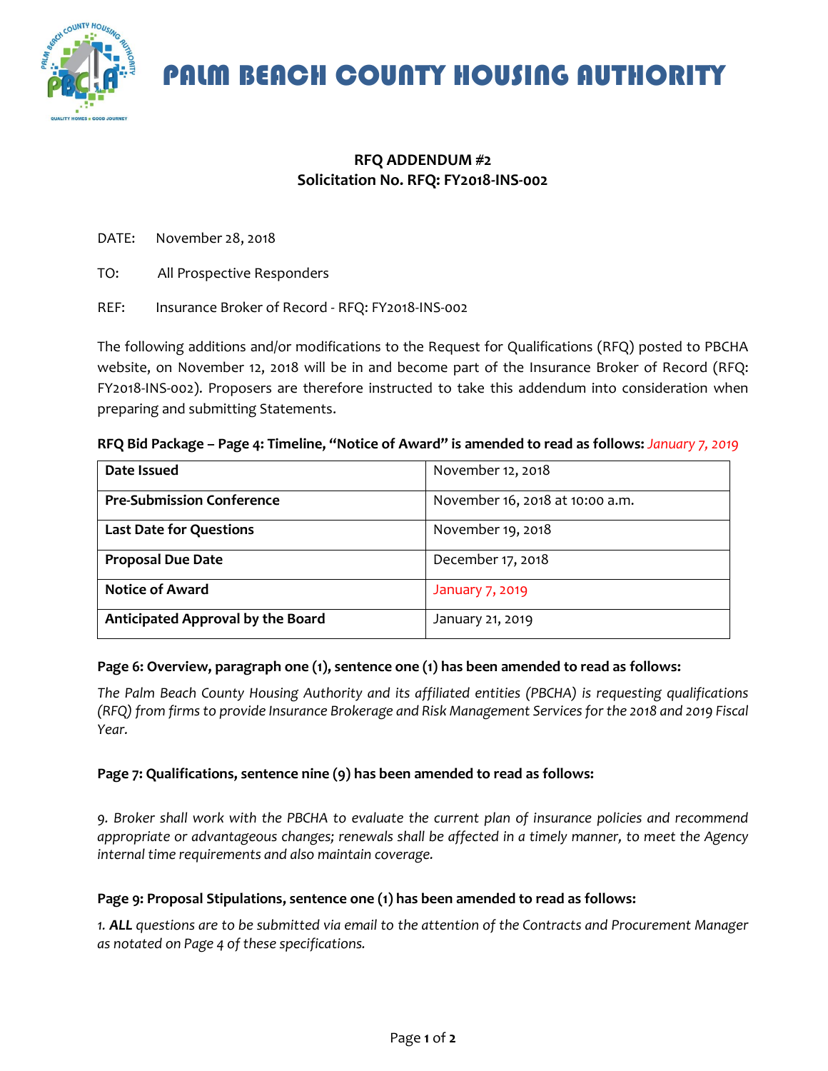# PALM BEACH COUNTY HOUSING AUTHORITY

**RFQ ADDENDUM #2**
**Solicitation No. RFQ: FY2018-INS-002**

DATE: November 28, 2018

TO: All Prospective Responders

REF: Insurance Broker of Record - RFQ: FY2018-INS-002

The following additions and/or modifications to the Request for Qualifications (RFQ) posted to PBCHA website, on November 12, 2018 will be in and become part of the Insurance Broker of Record (RFQ: FY2018-INS-002). Proposers are therefore instructed to take this addendum into consideration when preparing and submitting Statements.

**RFQ Bid Package – Page 4: Timeline, "Notice of Award" is amended to read as follows:** *January 7, 2019*

| **Date Issued** | November 12, 2018 |
|---|---|
| **Pre-Submission Conference** | November 16, 2018 at 10:00 a.m. |
| **Last Date for Questions** | November 19, 2018 |
| **Proposal Due Date** | December 17, 2018 |
| **Notice of Award** | January 7, 2019 |
| **Anticipated Approval by the Board** | January 21, 2019 |

**Page 6: Overview, paragraph one (1), sentence one (1) has been amended to read as follows:**

*The Palm Beach County Housing Authority and its affiliated entities (PBCHA) is requesting qualifications (RFQ) from firms to provide Insurance Brokerage and Risk Management Services for the 2018 and 2019 Fiscal Year.*

**Page 7: Qualifications, sentence nine (9) has been amended to read as follows:**

*9. Broker shall work with the PBCHA to evaluate the current plan of insurance policies and recommend appropriate or advantageous changes; renewals shall be affected in a timely manner, to meet the Agency internal time requirements and also maintain coverage.*

**Page 9: Proposal Stipulations, sentence one (1) has been amended to read as follows:**

*1. **ALL** questions are to be submitted via email to the attention of the Contracts and Procurement Manager as notated on Page 4 of these specifications.*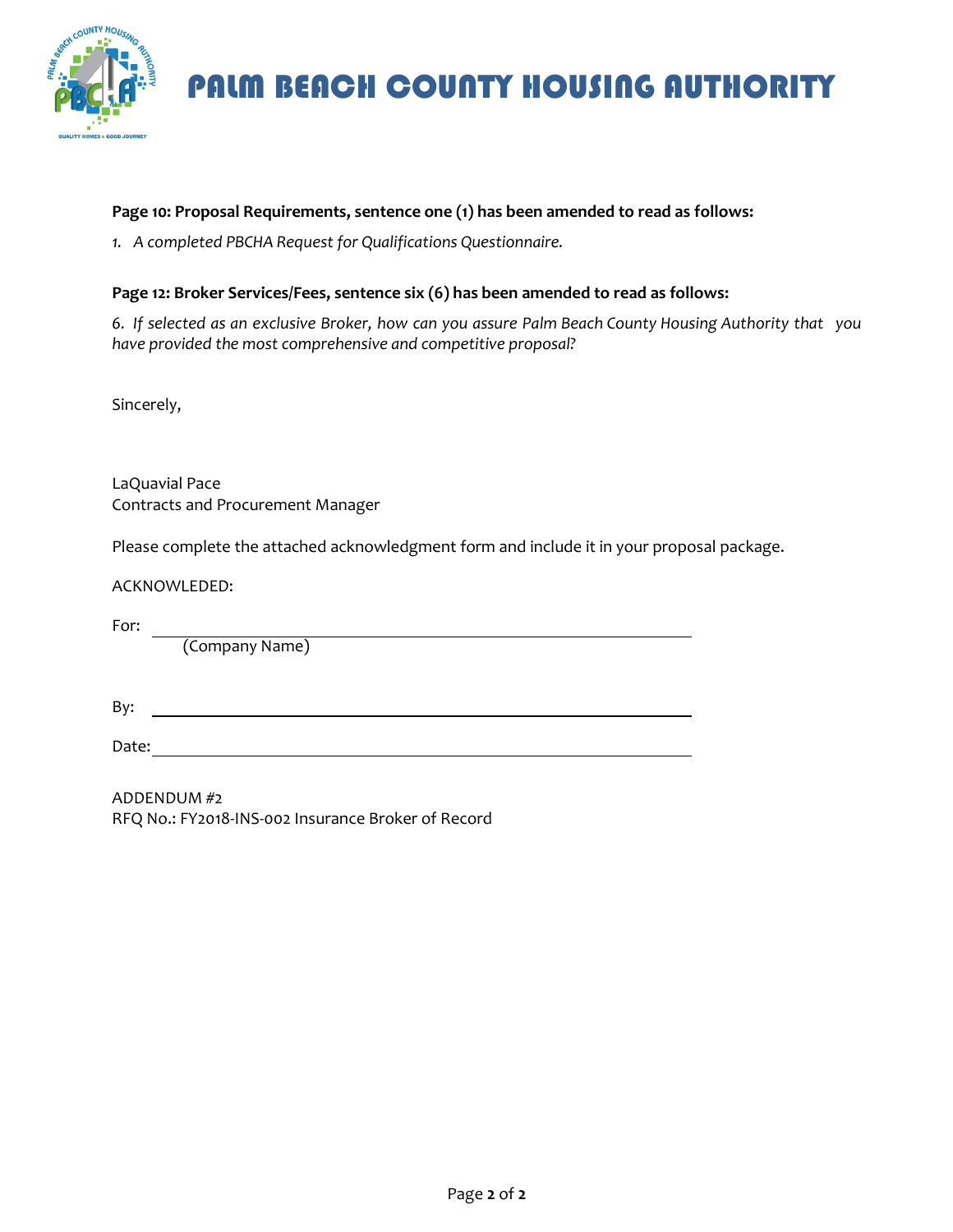**Page 10: Proposal Requirements, sentence one (1) has been amended to read as follows:**

*1. A completed PBCHA Request for Qualifications Questionnaire.*

**Page 12: Broker Services/Fees, sentence six (6) has been amended to read as follows:**

*6. If selected as an exclusive Broker, how can you assure Palm Beach County Housing Authority that you have provided the most comprehensive and competitive proposal?*

Sincerely,

LaQuavial Pace
Contracts and Procurement Manager

Please complete the attached acknowledgment form and include it in your proposal package.

ACKNOWLEDED:

For: ____________________________________________
(Company Name)

By: ____________________________________________

Date: ____________________________________________

ADDENDUM #2
RFQ No.: FY2018-INS-002 Insurance Broker of Record